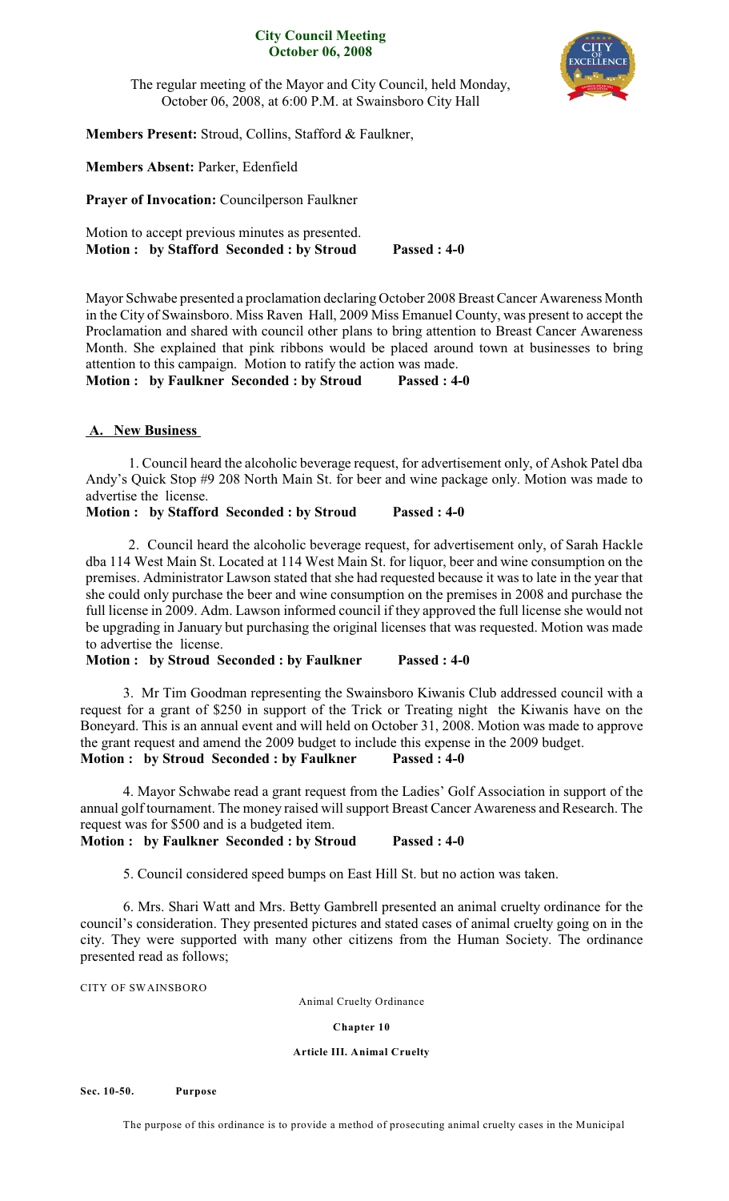# City Council Meeting
## October 06, 2008

The regular meeting of the Mayor and City Council, held Monday, October 06, 2008, at 6:00 P.M. at Swainsboro City Hall

**Members Present:** Stroud, Collins, Stafford & Faulkner,

**Members Absent:** Parker, Edenfield

**Prayer of Invocation:** Councilperson Faulkner

Motion to accept previous minutes as presented.
**Motion : by Stafford Seconded : by Stroud Passed : 4-0**

Mayor Schwabe presented a proclamation declaring October 2008 Breast Cancer Awareness Month in the City of Swainsboro. Miss Raven Hall, 2009 Miss Emanuel County, was present to accept the Proclamation and shared with council other plans to bring attention to Breast Cancer Awareness Month. She explained that pink ribbons would be placed around town at businesses to bring attention to this campaign. Motion to ratify the action was made.
**Motion : by Faulkner Seconded : by Stroud Passed : 4-0**

## A. New Business

1. Council heard the alcoholic beverage request, for advertisement only, of Ashok Patel dba Andy's Quick Stop #9 208 North Main St. for beer and wine package only. Motion was made to advertise the license.
**Motion : by Stafford Seconded : by Stroud Passed : 4-0**

2. Council heard the alcoholic beverage request, for advertisement only, of Sarah Hackle dba 114 West Main St. Located at 114 West Main St. for liquor, beer and wine consumption on the premises. Administrator Lawson stated that she had requested because it was to late in the year that she could only purchase the beer and wine consumption on the premises in 2008 and purchase the full license in 2009. Adm. Lawson informed council if they approved the full license she would not be upgrading in January but purchasing the original licenses that was requested. Motion was made to advertise the license.
**Motion : by Stroud Seconded : by Faulkner Passed : 4-0**

3. Mr Tim Goodman representing the Swainsboro Kiwanis Club addressed council with a request for a grant of $250 in support of the Trick or Treating night the Kiwanis have on the Boneyard. This is an annual event and will held on October 31, 2008. Motion was made to approve the grant request and amend the 2009 budget to include this expense in the 2009 budget.
**Motion : by Stroud Seconded : by Faulkner Passed : 4-0**

4. Mayor Schwabe read a grant request from the Ladies' Golf Association in support of the annual golf tournament. The money raised will support Breast Cancer Awareness and Research. The request was for $500 and is a budgeted item.
**Motion : by Faulkner Seconded : by Stroud Passed : 4-0**

5. Council considered speed bumps on East Hill St. but no action was taken.

6. Mrs. Shari Watt and Mrs. Betty Gambrell presented an animal cruelty ordinance for the council's consideration. They presented pictures and stated cases of animal cruelty going on in the city. They were supported with many other citizens from the Human Society. The ordinance presented read as follows;

CITY OF SWAINSBORO

Animal Cruelty Ordinance

**Chapter 10**

**Article III. Animal Cruelty**

**Sec. 10-50. Purpose**

The purpose of this ordinance is to provide a method of prosecuting animal cruelty cases in the Municipal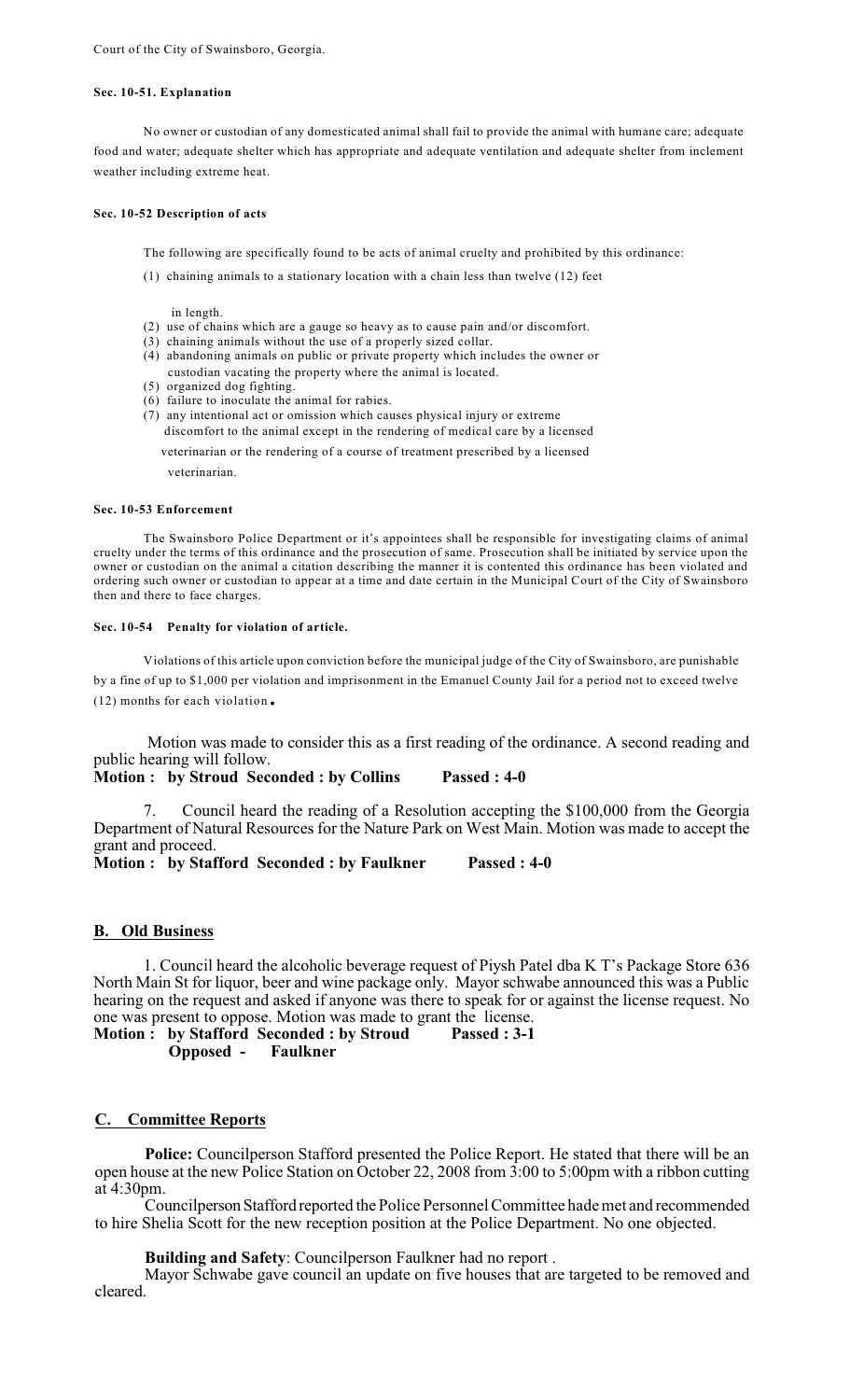Court of the City of Swainsboro, Georgia.

#### Sec. 10-51. Explanation

No owner or custodian of any domesticated animal shall fail to provide the animal with humane care; adequate food and water; adequate shelter which has appropriate and adequate ventilation and adequate shelter from inclement weather including extreme heat.

#### Sec. 10-52 Description of acts

The following are specifically found to be acts of animal cruelty and prohibited by this ordinance:

(1) chaining animals to a stationary location with a chain less than twelve (12) feet in length.
(2) use of chains which are a gauge so heavy as to cause pain and/or discomfort.
(3) chaining animals without the use of a properly sized collar.
(4) abandoning animals on public or private property which includes the owner or custodian vacating the property where the animal is located.
(5) organized dog fighting.
(6) failure to inoculate the animal for rabies.
(7) any intentional act or omission which causes physical injury or extreme discomfort to the animal except in the rendering of medical care by a licensed veterinarian or the rendering of a course of treatment prescribed by a licensed veterinarian.

#### Sec. 10-53 Enforcement

The Swainsboro Police Department or it's appointees shall be responsible for investigating claims of animal cruelty under the terms of this ordinance and the prosecution of same. Prosecution shall be initiated by service upon the owner or custodian on the animal a citation describing the manner it is contented this ordinance has been violated and ordering such owner or custodian to appear at a time and date certain in the Municipal Court of the City of Swainsboro then and there to face charges.

#### Sec. 10-54 Penalty for violation of article.

Violations of this article upon conviction before the municipal judge of the City of Swainsboro, are punishable by a fine of up to $1,000 per violation and imprisonment in the Emanuel County Jail for a period not to exceed twelve (12) months for each violation.

Motion was made to consider this as a first reading of the ordinance. A second reading and public hearing will follow.

**Motion : by Stroud Seconded : by Collins Passed : 4-0**

7. Council heard the reading of a Resolution accepting the $100,000 from the Georgia Department of Natural Resources for the Nature Park on West Main. Motion was made to accept the grant and proceed.

**Motion : by Stafford Seconded : by Faulkner Passed : 4-0**

## B. Old Business

1. Council heard the alcoholic beverage request of Piysh Patel dba K T's Package Store 636 North Main St for liquor, beer and wine package only. Mayor schwabe announced this was a Public hearing on the request and asked if anyone was there to speak for or against the license request. No one was present to oppose. Motion was made to grant the license.

**Motion : by Stafford Seconded : by Stroud Passed : 3-1**
**Opposed - Faulkner**

## C. Committee Reports

**Police:** Councilperson Stafford presented the Police Report. He stated that there will be an open house at the new Police Station on October 22, 2008 from 3:00 to 5:00pm with a ribbon cutting at 4:30pm.

Councilperson Stafford reported the Police Personnel Committee hade met and recommended to hire Shelia Scott for the new reception position at the Police Department. No one objected.

**Building and Safety**: Councilperson Faulkner had no report .

Mayor Schwabe gave council an update on five houses that are targeted to be removed and cleared.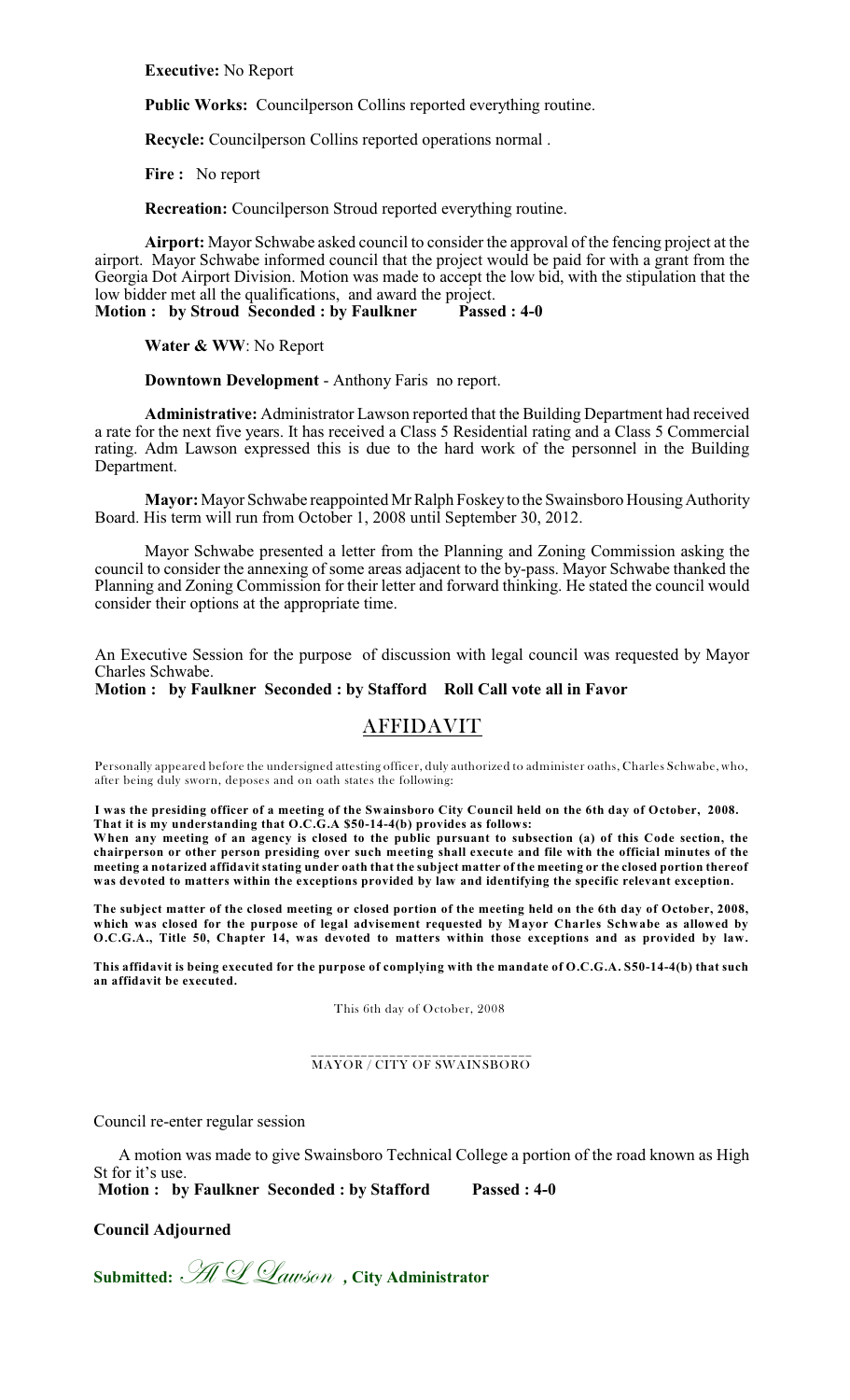**Executive:** No Report

**Public Works:** Councilperson Collins reported everything routine.

**Recycle:** Councilperson Collins reported operations normal .

**Fire :** No report

**Recreation:** Councilperson Stroud reported everything routine.

**Airport:** Mayor Schwabe asked council to consider the approval of the fencing project at the airport. Mayor Schwabe informed council that the project would be paid for with a grant from the Georgia Dot Airport Division. Motion was made to accept the low bid, with the stipulation that the low bidder met all the qualifications, and award the project.
**Motion : by Stroud Seconded : by Faulkner Passed : 4-0**

**Water & WW**: No Report

**Downtown Development** - Anthony Faris no report.

**Administrative:** Administrator Lawson reported that the Building Department had received a rate for the next five years. It has received a Class 5 Residential rating and a Class 5 Commercial rating. Adm Lawson expressed this is due to the hard work of the personnel in the Building Department.

**Mayor:** Mayor Schwabe reappointed Mr Ralph Foskey to the Swainsboro Housing Authority Board. His term will run from October 1, 2008 until September 30, 2012.

Mayor Schwabe presented a letter from the Planning and Zoning Commission asking the council to consider the annexing of some areas adjacent to the by-pass. Mayor Schwabe thanked the Planning and Zoning Commission for their letter and forward thinking. He stated the council would consider their options at the appropriate time.

An Executive Session for the purpose of discussion with legal council was requested by Mayor Charles Schwabe.
**Motion : by Faulkner Seconded : by Stafford Roll Call vote all in Favor**

## AFFIDAVIT

Personally appeared before the undersigned attesting officer, duly authorized to administer oaths, Charles Schwabe, who, after being duly sworn, deposes and on oath states the following:

**I was the presiding officer of a meeting of the Swainsboro City Council held on the 6th day of October, 2008. That it is my understanding that O.C.G.A $50-14-4(b) provides as follows:**
**When any meeting of an agency is closed to the public pursuant to subsection (a) of this Code section, the chairperson or other person presiding over such meeting shall execute and file with the official minutes of the meeting a notarized affidavit stating under oath that the subject matter of the meeting or the closed portion thereof was devoted to matters within the exceptions provided by law and identifying the specific relevant exception.**

**The subject matter of the closed meeting or closed portion of the meeting held on the 6th day of October, 2008, which was closed for the purpose of legal advisement requested by Mayor Charles Schwabe as allowed by O.C.G.A., Title 50, Chapter 14, was devoted to matters within those exceptions and as provided by law.**

**This affidavit is being executed for the purpose of complying with the mandate of O.C.G.A. S50-14-4(b) that such an affidavit be executed.**

This 6th day of October, 2008

\_\_\_\_\_\_\_\_\_\_\_\_\_\_\_\_\_\_\_\_\_\_\_\_\_\_\_\_\_\_
MAYOR / CITY OF SWAINSBORO

Council re-enter regular session

A motion was made to give Swainsboro Technical College a portion of the road known as High St for it's use.
**Motion : by Faulkner Seconded : by Stafford Passed : 4-0**

**Council Adjourned**

**Submitted:** *Al L Lawson* **, City Administrator**